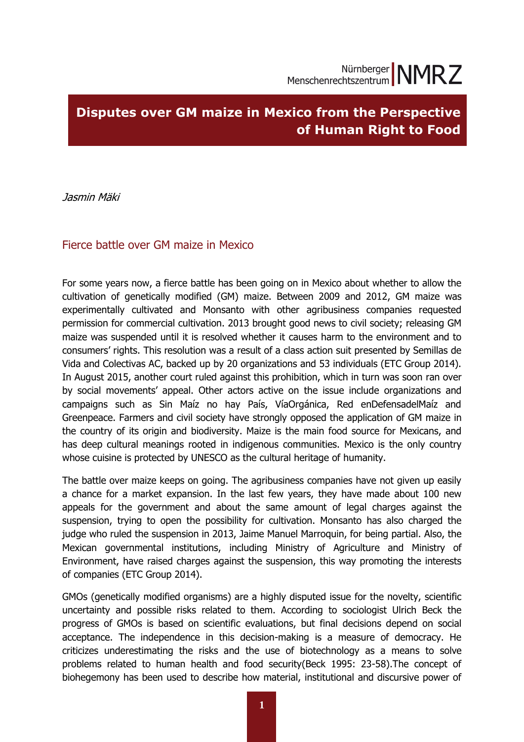Nürnberger Menschenrechtszentrum NMRZ

# Disputes over GM maize in Mexico from the Perspective of Human Right to Food

*Jasmin Mäki*

## Fierce battle over GM maize in Mexico

For some years now, a fierce battle has been going on in Mexico about whether to allow the cultivation of genetically modified (GM) maize. Between 2009 and 2012, GM maize was experimentally cultivated and Monsanto with other agribusiness companies requested permission for commercial cultivation. 2013 brought good news to civil society; releasing GM maize was suspended until it is resolved whether it causes harm to the environment and to consumers' rights. This resolution was a result of a class action suit presented by Semillas de Vida and Colectivas AC, backed up by 20 organizations and 53 individuals (ETC Group 2014). In August 2015, another court ruled against this prohibition, which in turn was soon ran over by social movements' appeal. Other actors active on the issue include organizations and campaigns such as Sin Maíz no hay País, VíaOrgánica, Red enDefensadelMaíz and Greenpeace. Farmers and civil society have strongly opposed the application of GM maize in the country of its origin and biodiversity. Maize is the main food source for Mexicans, and has deep cultural meanings rooted in indigenous communities. Mexico is the only country whose cuisine is protected by UNESCO as the cultural heritage of humanity.

The battle over maize keeps on going. The agribusiness companies have not given up easily a chance for a market expansion. In the last few years, they have made about 100 new appeals for the government and about the same amount of legal charges against the suspension, trying to open the possibility for cultivation. Monsanto has also charged the judge who ruled the suspension in 2013, Jaime Manuel Marroquin, for being partial. Also, the Mexican governmental institutions, including Ministry of Agriculture and Ministry of Environment, have raised charges against the suspension, this way promoting the interests of companies (ETC Group 2014).

GMOs (genetically modified organisms) are a highly disputed issue for the novelty, scientific uncertainty and possible risks related to them. According to sociologist Ulrich Beck the progress of GMOs is based on scientific evaluations, but final decisions depend on social acceptance. The independence in this decision-making is a measure of democracy. He criticizes underestimating the risks and the use of biotechnology as a means to solve problems related to human health and food security(Beck 1995: 23-58).The concept of biohegemony has been used to describe how material, institutional and discursive power of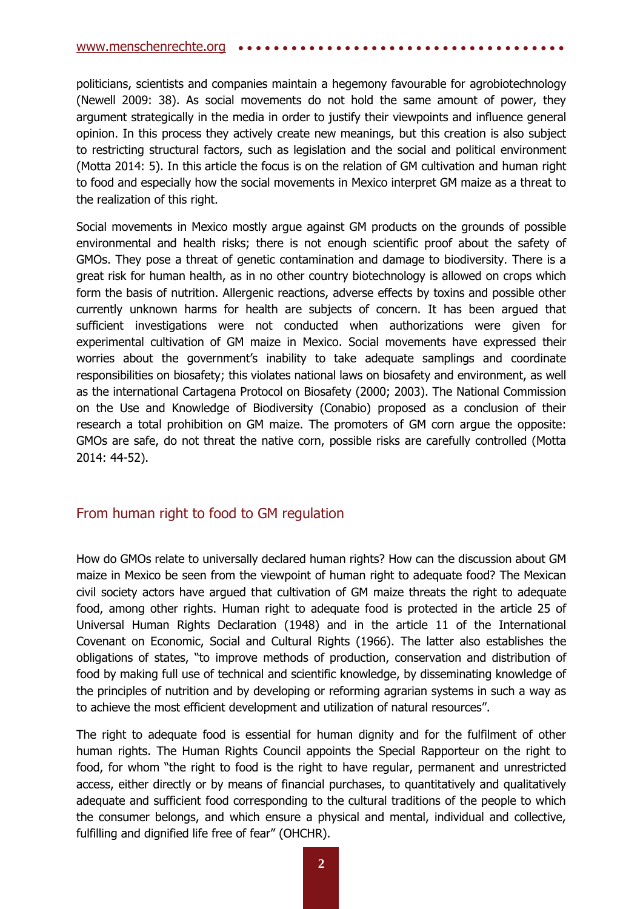politicians, scientists and companies maintain a hegemony favourable for agrobiotechnology (Newell 2009: 38). As social movements do not hold the same amount of power, they argument strategically in the media in order to justify their viewpoints and influence general opinion. In this process they actively create new meanings, but this creation is also subject to restricting structural factors, such as legislation and the social and political environment (Motta 2014: 5). In this article the focus is on the relation of GM cultivation and human right to food and especially how the social movements in Mexico interpret GM maize as a threat to the realization of this right.

Social movements in Mexico mostly argue against GM products on the grounds of possible environmental and health risks; there is not enough scientific proof about the safety of GMOs. They pose a threat of genetic contamination and damage to biodiversity. There is a great risk for human health, as in no other country biotechnology is allowed on crops which form the basis of nutrition. Allergenic reactions, adverse effects by toxins and possible other currently unknown harms for health are subjects of concern. It has been argued that sufficient investigations were not conducted when authorizations were given for experimental cultivation of GM maize in Mexico. Social movements have expressed their worries about the government's inability to take adequate samplings and coordinate responsibilities on biosafety; this violates national laws on biosafety and environment, as well as the international Cartagena Protocol on Biosafety (2000; 2003). The National Commission on the Use and Knowledge of Biodiversity (Conabio) proposed as a conclusion of their research a total prohibition on GM maize. The promoters of GM corn argue the opposite: GMOs are safe, do not threat the native corn, possible risks are carefully controlled (Motta 2014: 44-52).

## From human right to food to GM regulation

How do GMOs relate to universally declared human rights? How can the discussion about GM maize in Mexico be seen from the viewpoint of human right to adequate food? The Mexican civil society actors have argued that cultivation of GM maize threats the right to adequate food, among other rights. Human right to adequate food is protected in the article 25 of Universal Human Rights Declaration (1948) and in the article 11 of the International Covenant on Economic, Social and Cultural Rights (1966). The latter also establishes the obligations of states, "to improve methods of production, conservation and distribution of food by making full use of technical and scientific knowledge, by disseminating knowledge of the principles of nutrition and by developing or reforming agrarian systems in such a way as to achieve the most efficient development and utilization of natural resources".

The right to adequate food is essential for human dignity and for the fulfilment of other human rights. The Human Rights Council appoints the Special Rapporteur on the right to food, for whom "the right to food is the right to have regular, permanent and unrestricted access, either directly or by means of financial purchases, to quantitatively and qualitatively adequate and sufficient food corresponding to the cultural traditions of the people to which the consumer belongs, and which ensure a physical and mental, individual and collective, fulfilling and dignified life free of fear" (OHCHR).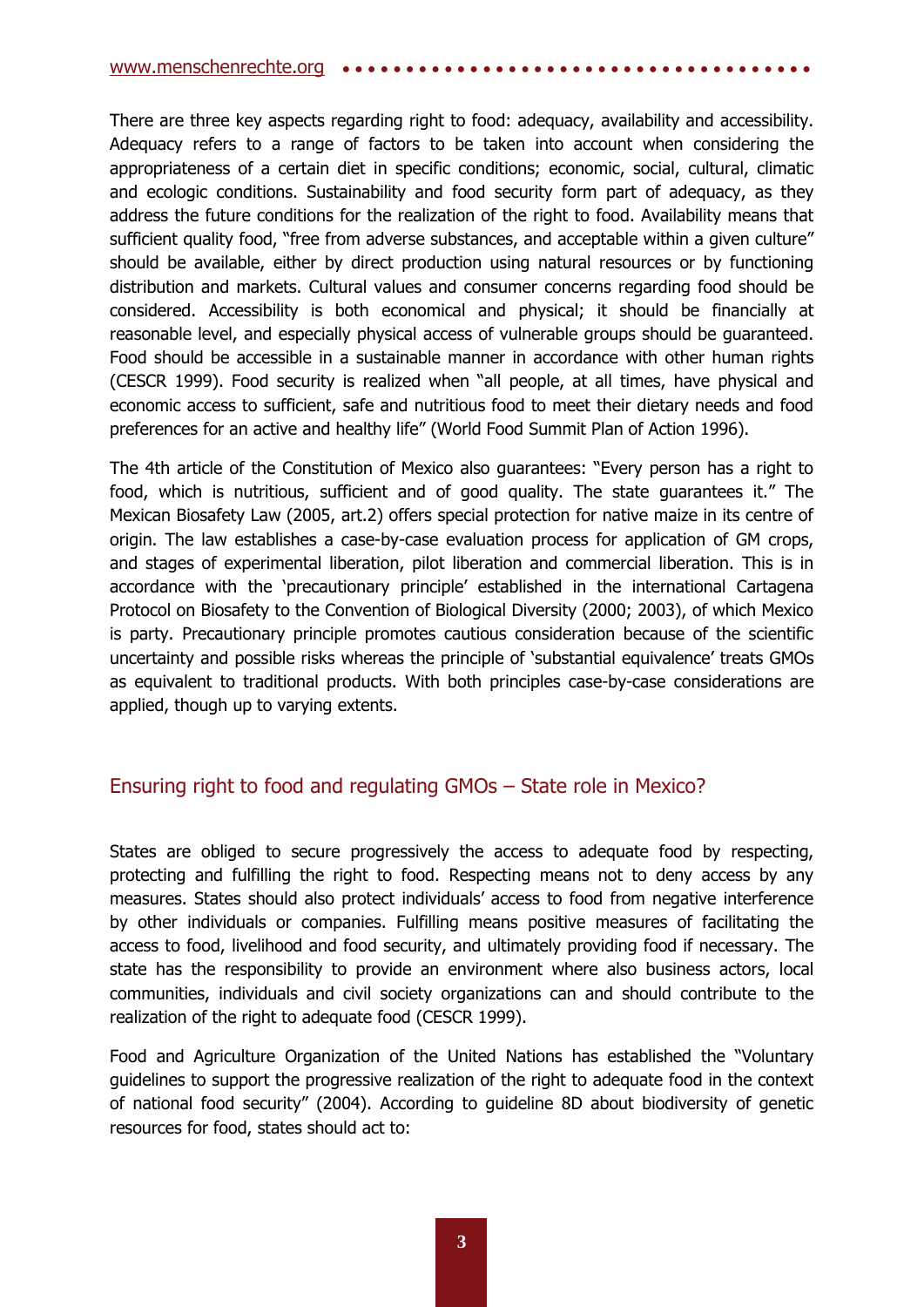There are three key aspects regarding right to food: adequacy, availability and accessibility. Adequacy refers to a range of factors to be taken into account when considering the appropriateness of a certain diet in specific conditions; economic, social, cultural, climatic and ecologic conditions. Sustainability and food security form part of adequacy, as they address the future conditions for the realization of the right to food. Availability means that sufficient quality food, "free from adverse substances, and acceptable within a given culture" should be available, either by direct production using natural resources or by functioning distribution and markets. Cultural values and consumer concerns regarding food should be considered. Accessibility is both economical and physical; it should be financially at reasonable level, and especially physical access of vulnerable groups should be guaranteed. Food should be accessible in a sustainable manner in accordance with other human rights (CESCR 1999). Food security is realized when "all people, at all times, have physical and economic access to sufficient, safe and nutritious food to meet their dietary needs and food preferences for an active and healthy life" (World Food Summit Plan of Action 1996).

The 4th article of the Constitution of Mexico also guarantees: "Every person has a right to food, which is nutritious, sufficient and of good quality. The state guarantees it." The Mexican Biosafety Law (2005, art.2) offers special protection for native maize in its centre of origin. The law establishes a case-by-case evaluation process for application of GM crops, and stages of experimental liberation, pilot liberation and commercial liberation. This is in accordance with the 'precautionary principle' established in the international Cartagena Protocol on Biosafety to the Convention of Biological Diversity (2000; 2003), of which Mexico is party. Precautionary principle promotes cautious consideration because of the scientific uncertainty and possible risks whereas the principle of 'substantial equivalence' treats GMOs as equivalent to traditional products. With both principles case-by-case considerations are applied, though up to varying extents.

## Ensuring right to food and regulating GMOs – State role in Mexico?

States are obliged to secure progressively the access to adequate food by respecting, protecting and fulfilling the right to food. Respecting means not to deny access by any measures. States should also protect individuals' access to food from negative interference by other individuals or companies. Fulfilling means positive measures of facilitating the access to food, livelihood and food security, and ultimately providing food if necessary. The state has the responsibility to provide an environment where also business actors, local communities, individuals and civil society organizations can and should contribute to the realization of the right to adequate food (CESCR 1999).

Food and Agriculture Organization of the United Nations has established the "Voluntary guidelines to support the progressive realization of the right to adequate food in the context of national food security" (2004). According to guideline 8D about biodiversity of genetic resources for food, states should act to: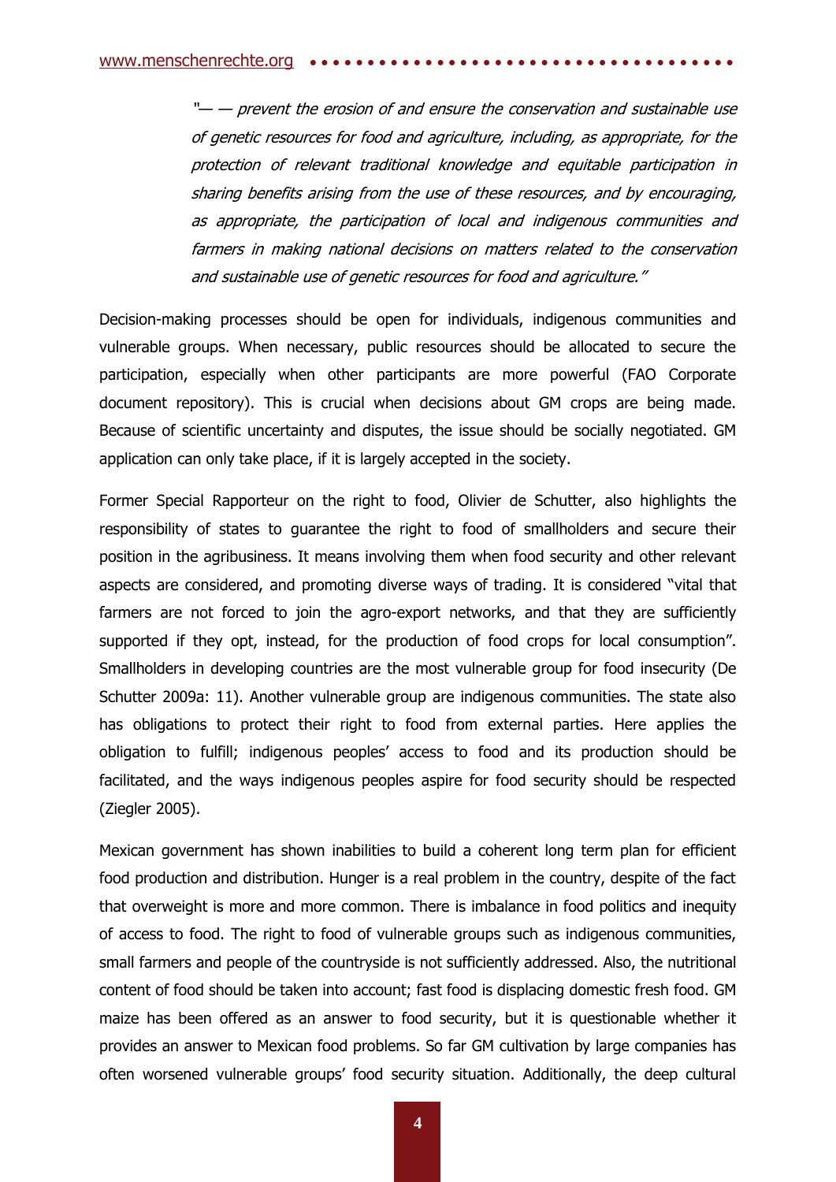*"— — prevent the erosion of and ensure the conservation and sustainable use of genetic resources for food and agriculture, including, as appropriate, for the protection of relevant traditional knowledge and equitable participation in sharing benefits arising from the use of these resources, and by encouraging, as appropriate, the participation of local and indigenous communities and farmers in making national decisions on matters related to the conservation and sustainable use of genetic resources for food and agriculture."*

Decision-making processes should be open for individuals, indigenous communities and vulnerable groups. When necessary, public resources should be allocated to secure the participation, especially when other participants are more powerful (FAO Corporate document repository). This is crucial when decisions about GM crops are being made. Because of scientific uncertainty and disputes, the issue should be socially negotiated. GM application can only take place, if it is largely accepted in the society.

Former Special Rapporteur on the right to food, Olivier de Schutter, also highlights the responsibility of states to guarantee the right to food of smallholders and secure their position in the agribusiness. It means involving them when food security and other relevant aspects are considered, and promoting diverse ways of trading. It is considered "vital that farmers are not forced to join the agro-export networks, and that they are sufficiently supported if they opt, instead, for the production of food crops for local consumption". Smallholders in developing countries are the most vulnerable group for food insecurity (De Schutter 2009a: 11). Another vulnerable group are indigenous communities. The state also has obligations to protect their right to food from external parties. Here applies the obligation to fulfill; indigenous peoples' access to food and its production should be facilitated, and the ways indigenous peoples aspire for food security should be respected (Ziegler 2005).

Mexican government has shown inabilities to build a coherent long term plan for efficient food production and distribution. Hunger is a real problem in the country, despite of the fact that overweight is more and more common. There is imbalance in food politics and inequity of access to food. The right to food of vulnerable groups such as indigenous communities, small farmers and people of the countryside is not sufficiently addressed. Also, the nutritional content of food should be taken into account; fast food is displacing domestic fresh food. GM maize has been offered as an answer to food security, but it is questionable whether it provides an answer to Mexican food problems. So far GM cultivation by large companies has often worsened vulnerable groups' food security situation. Additionally, the deep cultural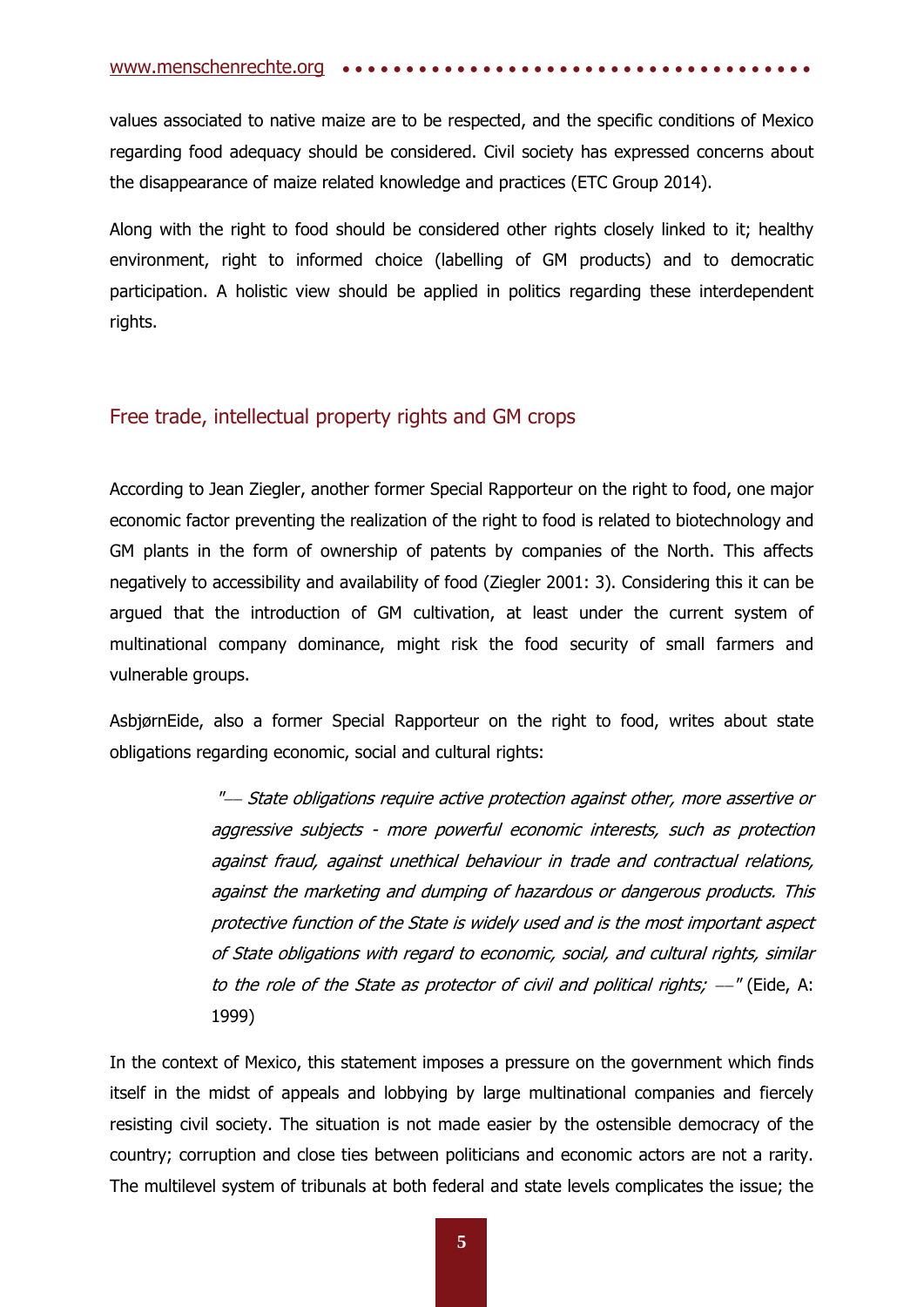values associated to native maize are to be respected, and the specific conditions of Mexico regarding food adequacy should be considered. Civil society has expressed concerns about the disappearance of maize related knowledge and practices (ETC Group 2014).

Along with the right to food should be considered other rights closely linked to it; healthy environment, right to informed choice (labelling of GM products) and to democratic participation. A holistic view should be applied in politics regarding these interdependent rights.

## Free trade, intellectual property rights and GM crops

According to Jean Ziegler, another former Special Rapporteur on the right to food, one major economic factor preventing the realization of the right to food is related to biotechnology and GM plants in the form of ownership of patents by companies of the North. This affects negatively to accessibility and availability of food (Ziegler 2001: 3). Considering this it can be argued that the introduction of GM cultivation, at least under the current system of multinational company dominance, might risk the food security of small farmers and vulnerable groups.

AsbjørnEide, also a former Special Rapporteur on the right to food, writes about state obligations regarding economic, social and cultural rights:

> *"— State obligations require active protection against other, more assertive or aggressive subjects - more powerful economic interests, such as protection against fraud, against unethical behaviour in trade and contractual relations, against the marketing and dumping of hazardous or dangerous products. This protective function of the State is widely used and is the most important aspect of State obligations with regard to economic, social, and cultural rights, similar to the role of the State as protector of civil and political rights; —"* (Eide, A: 1999)

In the context of Mexico, this statement imposes a pressure on the government which finds itself in the midst of appeals and lobbying by large multinational companies and fiercely resisting civil society. The situation is not made easier by the ostensible democracy of the country; corruption and close ties between politicians and economic actors are not a rarity. The multilevel system of tribunals at both federal and state levels complicates the issue; the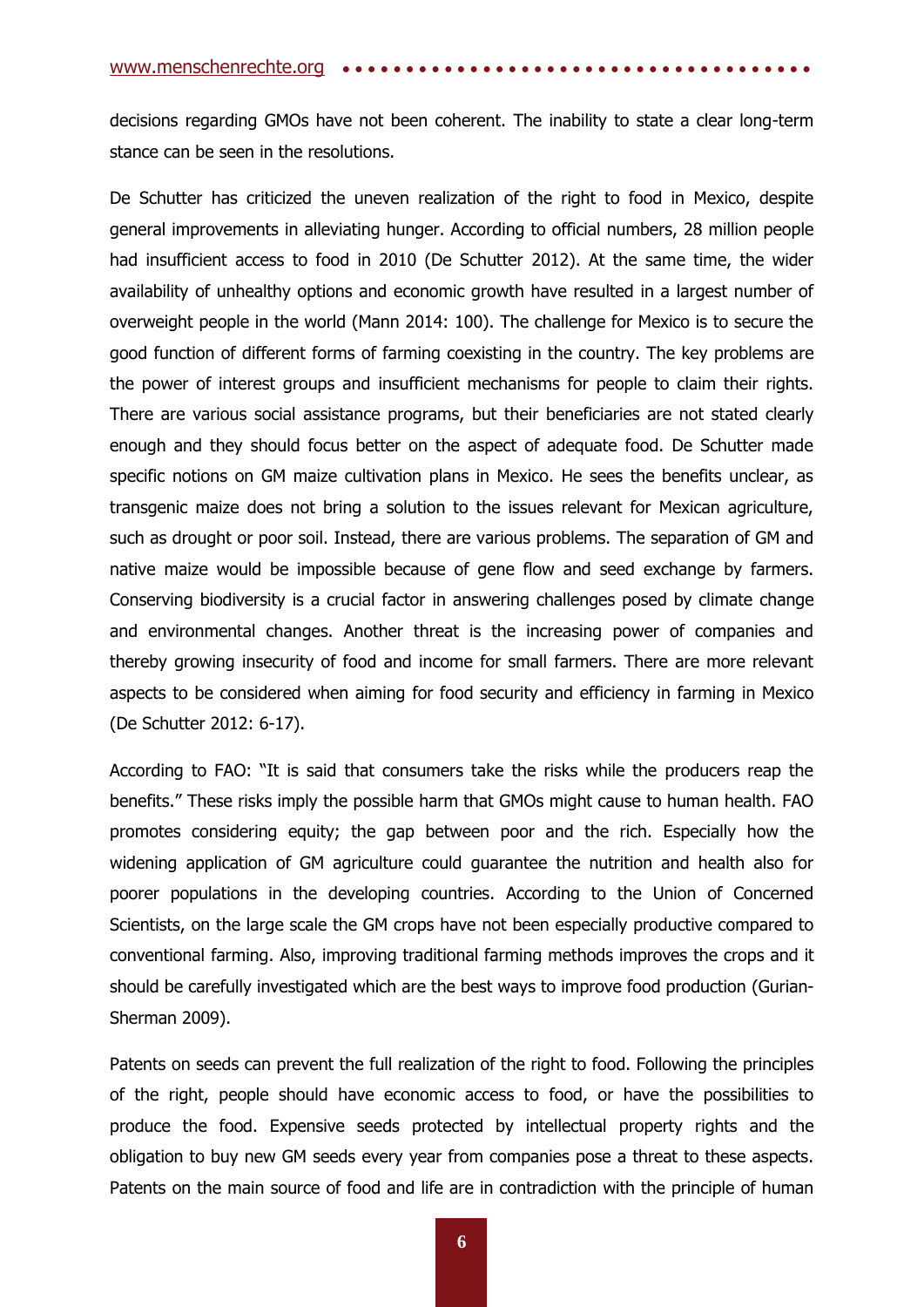decisions regarding GMOs have not been coherent. The inability to state a clear long-term stance can be seen in the resolutions.

De Schutter has criticized the uneven realization of the right to food in Mexico, despite general improvements in alleviating hunger. According to official numbers, 28 million people had insufficient access to food in 2010 (De Schutter 2012). At the same time, the wider availability of unhealthy options and economic growth have resulted in a largest number of overweight people in the world (Mann 2014: 100). The challenge for Mexico is to secure the good function of different forms of farming coexisting in the country. The key problems are the power of interest groups and insufficient mechanisms for people to claim their rights. There are various social assistance programs, but their beneficiaries are not stated clearly enough and they should focus better on the aspect of adequate food. De Schutter made specific notions on GM maize cultivation plans in Mexico. He sees the benefits unclear, as transgenic maize does not bring a solution to the issues relevant for Mexican agriculture, such as drought or poor soil. Instead, there are various problems. The separation of GM and native maize would be impossible because of gene flow and seed exchange by farmers. Conserving biodiversity is a crucial factor in answering challenges posed by climate change and environmental changes. Another threat is the increasing power of companies and thereby growing insecurity of food and income for small farmers. There are more relevant aspects to be considered when aiming for food security and efficiency in farming in Mexico (De Schutter 2012: 6-17).

According to FAO: "It is said that consumers take the risks while the producers reap the benefits." These risks imply the possible harm that GMOs might cause to human health. FAO promotes considering equity; the gap between poor and the rich. Especially how the widening application of GM agriculture could guarantee the nutrition and health also for poorer populations in the developing countries. According to the Union of Concerned Scientists, on the large scale the GM crops have not been especially productive compared to conventional farming. Also, improving traditional farming methods improves the crops and it should be carefully investigated which are the best ways to improve food production (Gurian-Sherman 2009).

Patents on seeds can prevent the full realization of the right to food. Following the principles of the right, people should have economic access to food, or have the possibilities to produce the food. Expensive seeds protected by intellectual property rights and the obligation to buy new GM seeds every year from companies pose a threat to these aspects. Patents on the main source of food and life are in contradiction with the principle of human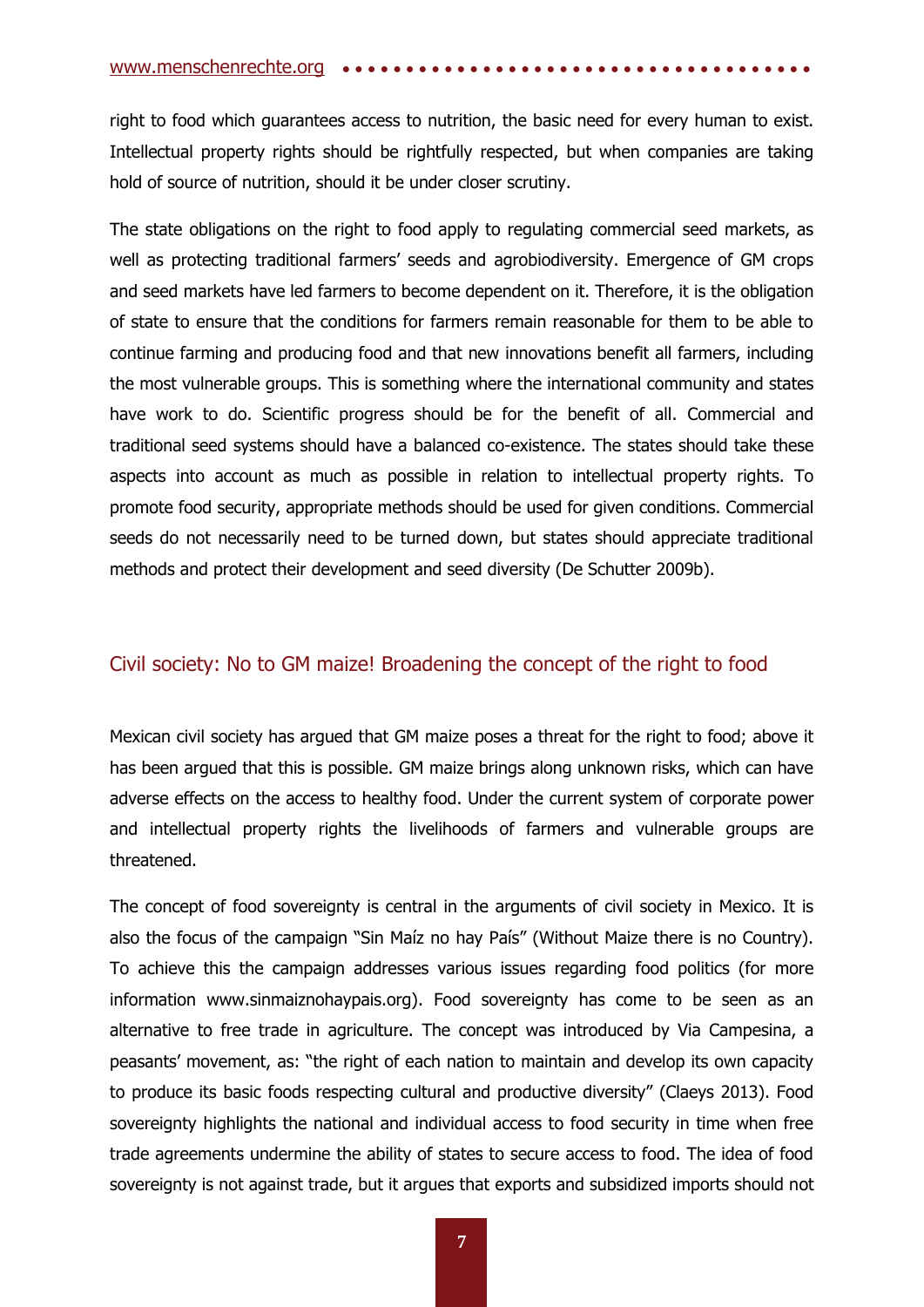right to food which guarantees access to nutrition, the basic need for every human to exist. Intellectual property rights should be rightfully respected, but when companies are taking hold of source of nutrition, should it be under closer scrutiny.

The state obligations on the right to food apply to regulating commercial seed markets, as well as protecting traditional farmers' seeds and agrobiodiversity. Emergence of GM crops and seed markets have led farmers to become dependent on it. Therefore, it is the obligation of state to ensure that the conditions for farmers remain reasonable for them to be able to continue farming and producing food and that new innovations benefit all farmers, including the most vulnerable groups. This is something where the international community and states have work to do. Scientific progress should be for the benefit of all. Commercial and traditional seed systems should have a balanced co-existence. The states should take these aspects into account as much as possible in relation to intellectual property rights. To promote food security, appropriate methods should be used for given conditions. Commercial seeds do not necessarily need to be turned down, but states should appreciate traditional methods and protect their development and seed diversity (De Schutter 2009b).

## Civil society: No to GM maize! Broadening the concept of the right to food

Mexican civil society has argued that GM maize poses a threat for the right to food; above it has been argued that this is possible. GM maize brings along unknown risks, which can have adverse effects on the access to healthy food. Under the current system of corporate power and intellectual property rights the livelihoods of farmers and vulnerable groups are threatened.

The concept of food sovereignty is central in the arguments of civil society in Mexico. It is also the focus of the campaign "Sin Maíz no hay País" (Without Maize there is no Country). To achieve this the campaign addresses various issues regarding food politics (for more information www.sinmaiznohaypais.org). Food sovereignty has come to be seen as an alternative to free trade in agriculture. The concept was introduced by Via Campesina, a peasants' movement, as: "the right of each nation to maintain and develop its own capacity to produce its basic foods respecting cultural and productive diversity" (Claeys 2013). Food sovereignty highlights the national and individual access to food security in time when free trade agreements undermine the ability of states to secure access to food. The idea of food sovereignty is not against trade, but it argues that exports and subsidized imports should not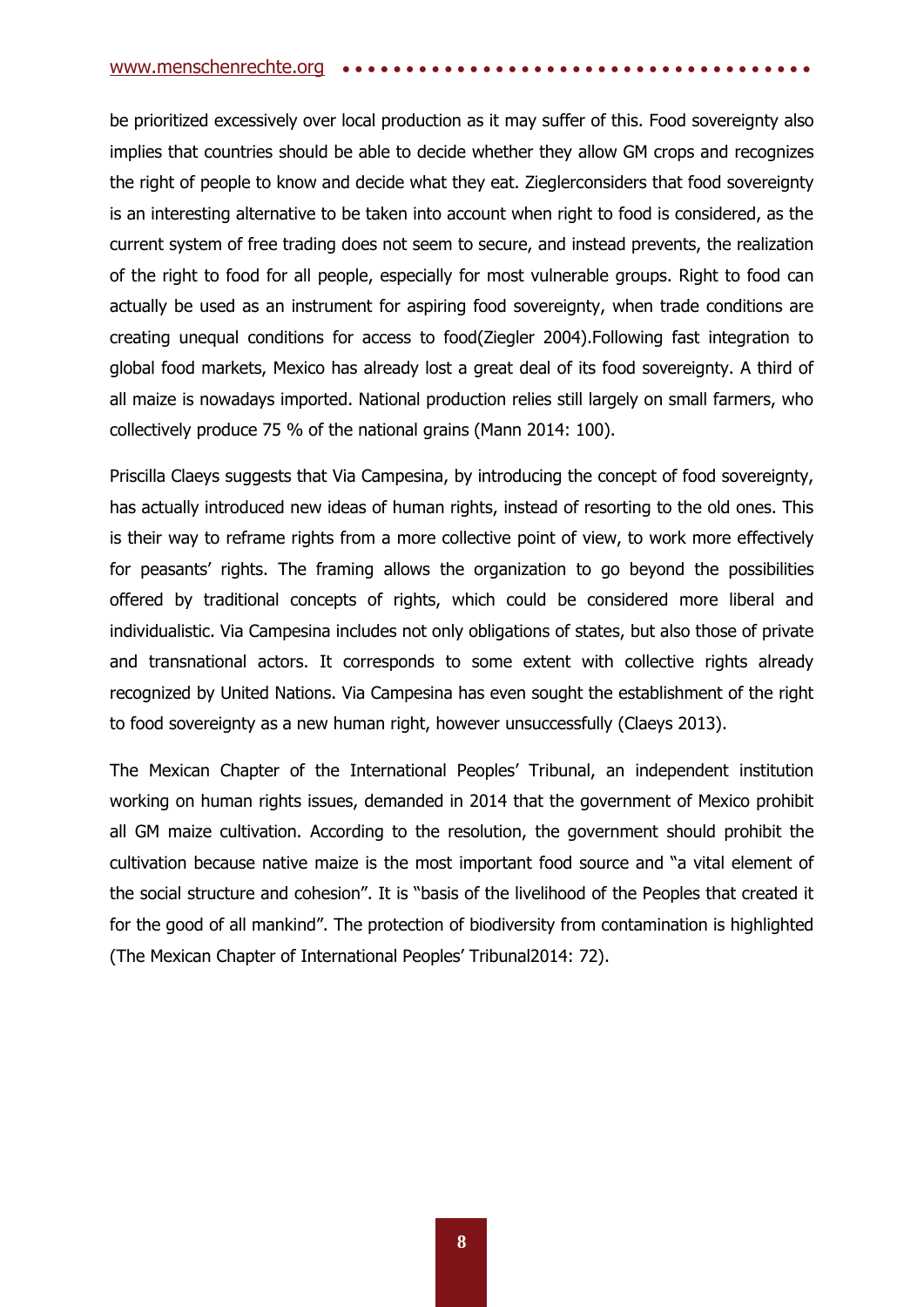be prioritized excessively over local production as it may suffer of this. Food sovereignty also implies that countries should be able to decide whether they allow GM crops and recognizes the right of people to know and decide what they eat. Zieglerconsiders that food sovereignty is an interesting alternative to be taken into account when right to food is considered, as the current system of free trading does not seem to secure, and instead prevents, the realization of the right to food for all people, especially for most vulnerable groups. Right to food can actually be used as an instrument for aspiring food sovereignty, when trade conditions are creating unequal conditions for access to food(Ziegler 2004).Following fast integration to global food markets, Mexico has already lost a great deal of its food sovereignty. A third of all maize is nowadays imported. National production relies still largely on small farmers, who collectively produce 75 % of the national grains (Mann 2014: 100).

Priscilla Claeys suggests that Via Campesina, by introducing the concept of food sovereignty, has actually introduced new ideas of human rights, instead of resorting to the old ones. This is their way to reframe rights from a more collective point of view, to work more effectively for peasants' rights. The framing allows the organization to go beyond the possibilities offered by traditional concepts of rights, which could be considered more liberal and individualistic. Via Campesina includes not only obligations of states, but also those of private and transnational actors. It corresponds to some extent with collective rights already recognized by United Nations. Via Campesina has even sought the establishment of the right to food sovereignty as a new human right, however unsuccessfully (Claeys 2013).

The Mexican Chapter of the International Peoples' Tribunal, an independent institution working on human rights issues, demanded in 2014 that the government of Mexico prohibit all GM maize cultivation. According to the resolution, the government should prohibit the cultivation because native maize is the most important food source and "a vital element of the social structure and cohesion". It is "basis of the livelihood of the Peoples that created it for the good of all mankind". The protection of biodiversity from contamination is highlighted (The Mexican Chapter of International Peoples' Tribunal2014: 72).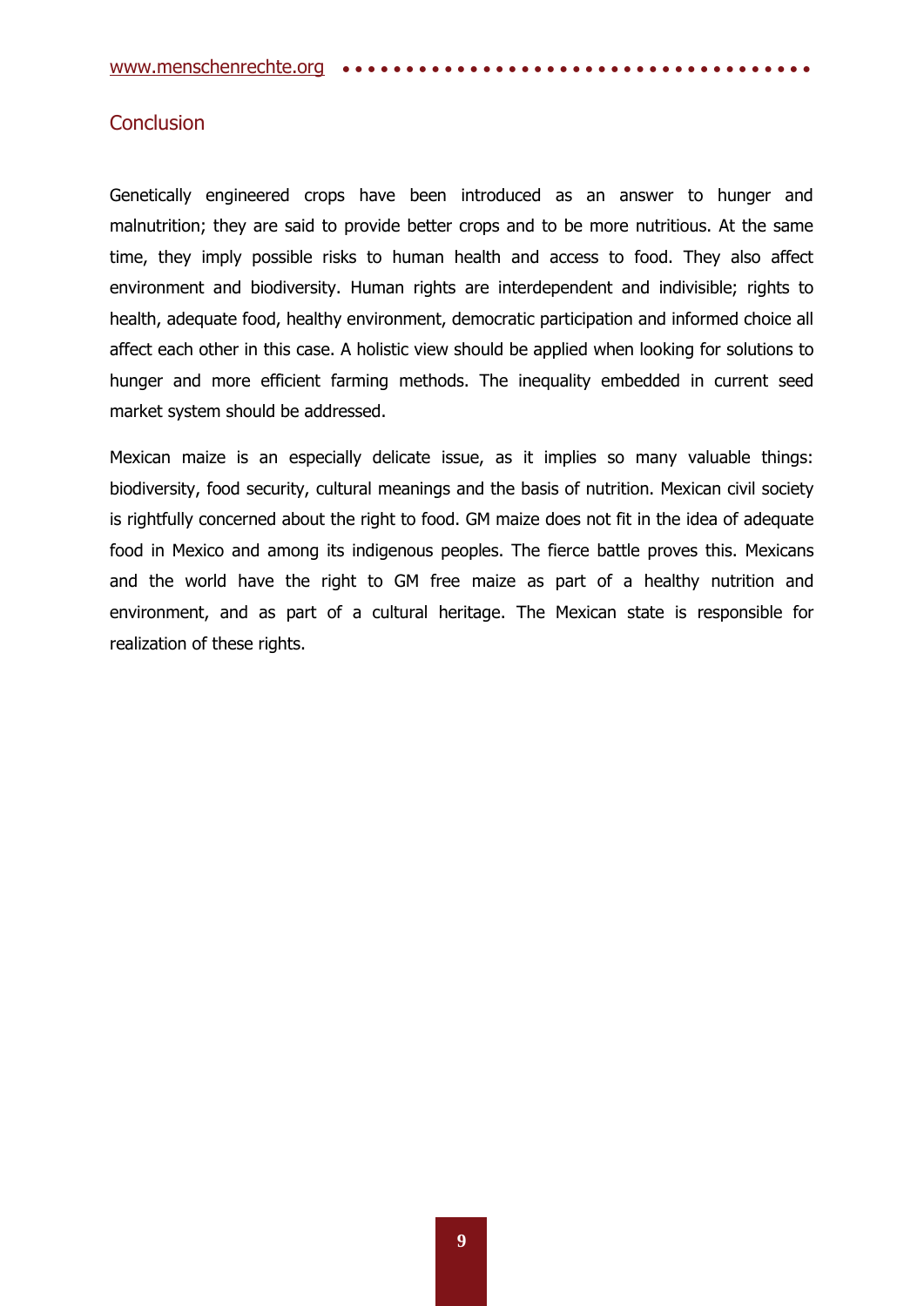## Conclusion

Genetically engineered crops have been introduced as an answer to hunger and malnutrition; they are said to provide better crops and to be more nutritious. At the same time, they imply possible risks to human health and access to food. They also affect environment and biodiversity. Human rights are interdependent and indivisible; rights to health, adequate food, healthy environment, democratic participation and informed choice all affect each other in this case. A holistic view should be applied when looking for solutions to hunger and more efficient farming methods. The inequality embedded in current seed market system should be addressed.

Mexican maize is an especially delicate issue, as it implies so many valuable things: biodiversity, food security, cultural meanings and the basis of nutrition. Mexican civil society is rightfully concerned about the right to food. GM maize does not fit in the idea of adequate food in Mexico and among its indigenous peoples. The fierce battle proves this. Mexicans and the world have the right to GM free maize as part of a healthy nutrition and environment, and as part of a cultural heritage. The Mexican state is responsible for realization of these rights.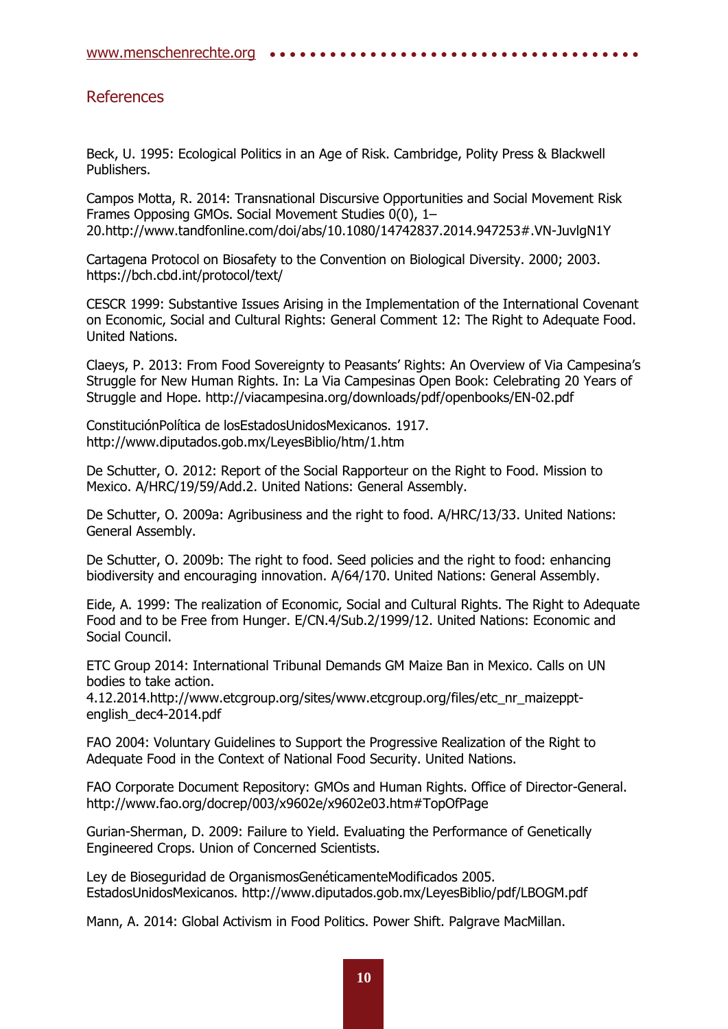## References

Beck, U. 1995: Ecological Politics in an Age of Risk. Cambridge, Polity Press & Blackwell Publishers.

Campos Motta, R. 2014: Transnational Discursive Opportunities and Social Movement Risk Frames Opposing GMOs. Social Movement Studies 0(0), 1–20.http://www.tandfonline.com/doi/abs/10.1080/14742837.2014.947253#.VN-JuvlgN1Y

Cartagena Protocol on Biosafety to the Convention on Biological Diversity. 2000; 2003. https://bch.cbd.int/protocol/text/

CESCR 1999: Substantive Issues Arising in the Implementation of the International Covenant on Economic, Social and Cultural Rights: General Comment 12: The Right to Adequate Food. United Nations.

Claeys, P. 2013: From Food Sovereignty to Peasants' Rights: An Overview of Via Campesina's Struggle for New Human Rights. In: La Via Campesinas Open Book: Celebrating 20 Years of Struggle and Hope. http://viacampesina.org/downloads/pdf/openbooks/EN-02.pdf

ConstituciónPolítica de losEstadosUnidosMexicanos. 1917. http://www.diputados.gob.mx/LeyesBiblio/htm/1.htm

De Schutter, O. 2012: Report of the Social Rapporteur on the Right to Food. Mission to Mexico. A/HRC/19/59/Add.2. United Nations: General Assembly.

De Schutter, O. 2009a: Agribusiness and the right to food. A/HRC/13/33. United Nations: General Assembly.

De Schutter, O. 2009b: The right to food. Seed policies and the right to food: enhancing biodiversity and encouraging innovation. A/64/170. United Nations: General Assembly.

Eide, A. 1999: The realization of Economic, Social and Cultural Rights. The Right to Adequate Food and to be Free from Hunger. E/CN.4/Sub.2/1999/12. United Nations: Economic and Social Council.

ETC Group 2014: International Tribunal Demands GM Maize Ban in Mexico. Calls on UN bodies to take action. 4.12.2014.http://www.etcgroup.org/sites/www.etcgroup.org/files/etc_nr_maizeppt-english_dec4-2014.pdf

FAO 2004: Voluntary Guidelines to Support the Progressive Realization of the Right to Adequate Food in the Context of National Food Security. United Nations.

FAO Corporate Document Repository: GMOs and Human Rights. Office of Director-General. http://www.fao.org/docrep/003/x9602e/x9602e03.htm#TopOfPage

Gurian-Sherman, D. 2009: Failure to Yield. Evaluating the Performance of Genetically Engineered Crops. Union of Concerned Scientists.

Ley de Bioseguridad de OrganismosGenéticamenteModificados 2005. EstadosUnidosMexicanos. http://www.diputados.gob.mx/LeyesBiblio/pdf/LBOGM.pdf

Mann, A. 2014: Global Activism in Food Politics. Power Shift. Palgrave MacMillan.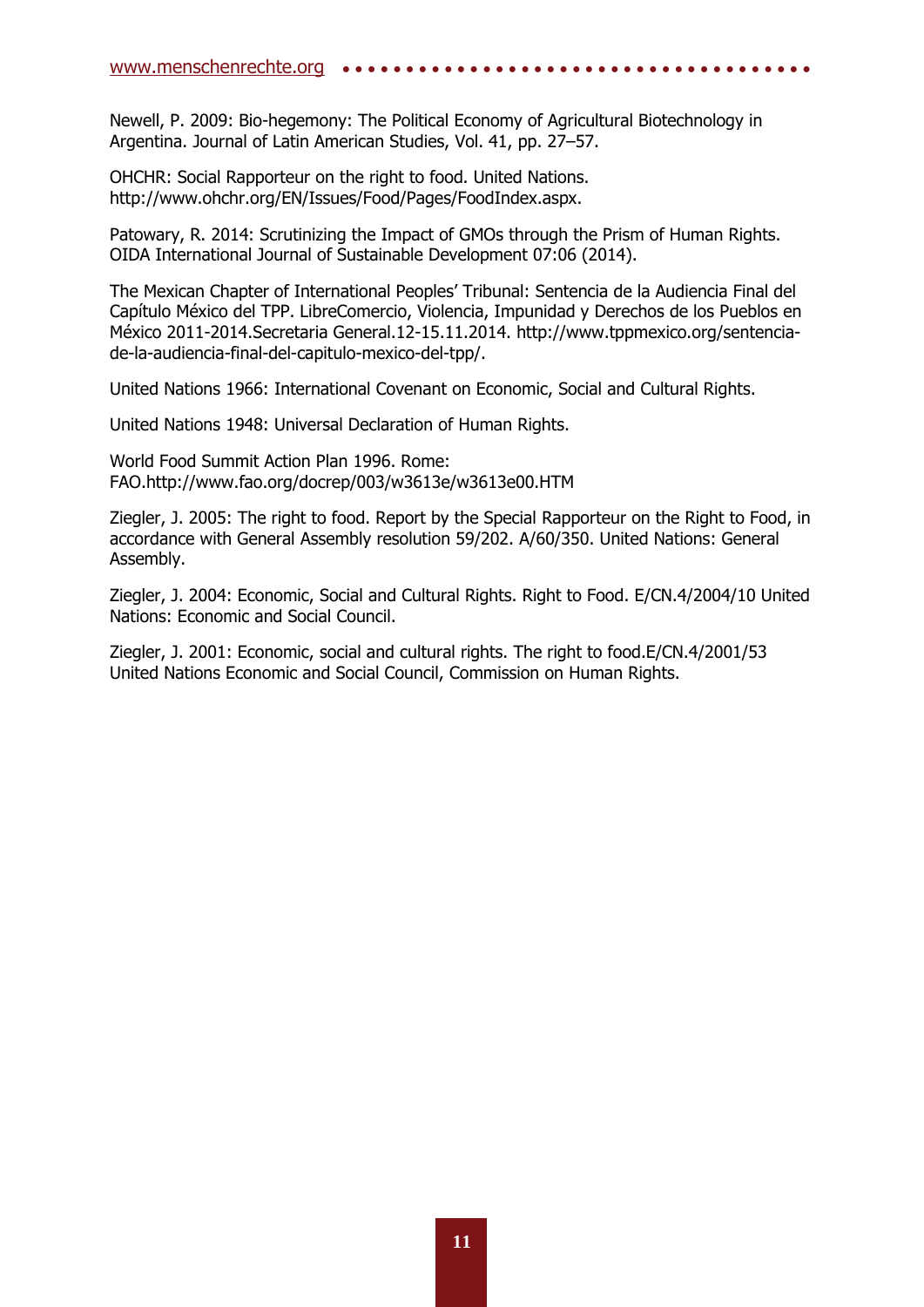Newell, P. 2009: Bio-hegemony: The Political Economy of Agricultural Biotechnology in Argentina. Journal of Latin American Studies, Vol. 41, pp. 27–57.

OHCHR: Social Rapporteur on the right to food. United Nations. http://www.ohchr.org/EN/Issues/Food/Pages/FoodIndex.aspx.

Patowary, R. 2014: Scrutinizing the Impact of GMOs through the Prism of Human Rights. OIDA International Journal of Sustainable Development 07:06 (2014).

The Mexican Chapter of International Peoples' Tribunal: Sentencia de la Audiencia Final del Capítulo México del TPP. LibreComercio, Violencia, Impunidad y Derechos de los Pueblos en México 2011-2014.Secretaria General.12-15.11.2014. http://www.tppmexico.org/sentencia-de-la-audiencia-final-del-capitulo-mexico-del-tpp/.

United Nations 1966: International Covenant on Economic, Social and Cultural Rights.

United Nations 1948: Universal Declaration of Human Rights.

World Food Summit Action Plan 1996. Rome: FAO.http://www.fao.org/docrep/003/w3613e/w3613e00.HTM

Ziegler, J. 2005: The right to food. Report by the Special Rapporteur on the Right to Food, in accordance with General Assembly resolution 59/202. A/60/350. United Nations: General Assembly.

Ziegler, J. 2004: Economic, Social and Cultural Rights. Right to Food. E/CN.4/2004/10 United Nations: Economic and Social Council.

Ziegler, J. 2001: Economic, social and cultural rights. The right to food.E/CN.4/2001/53 United Nations Economic and Social Council, Commission on Human Rights.